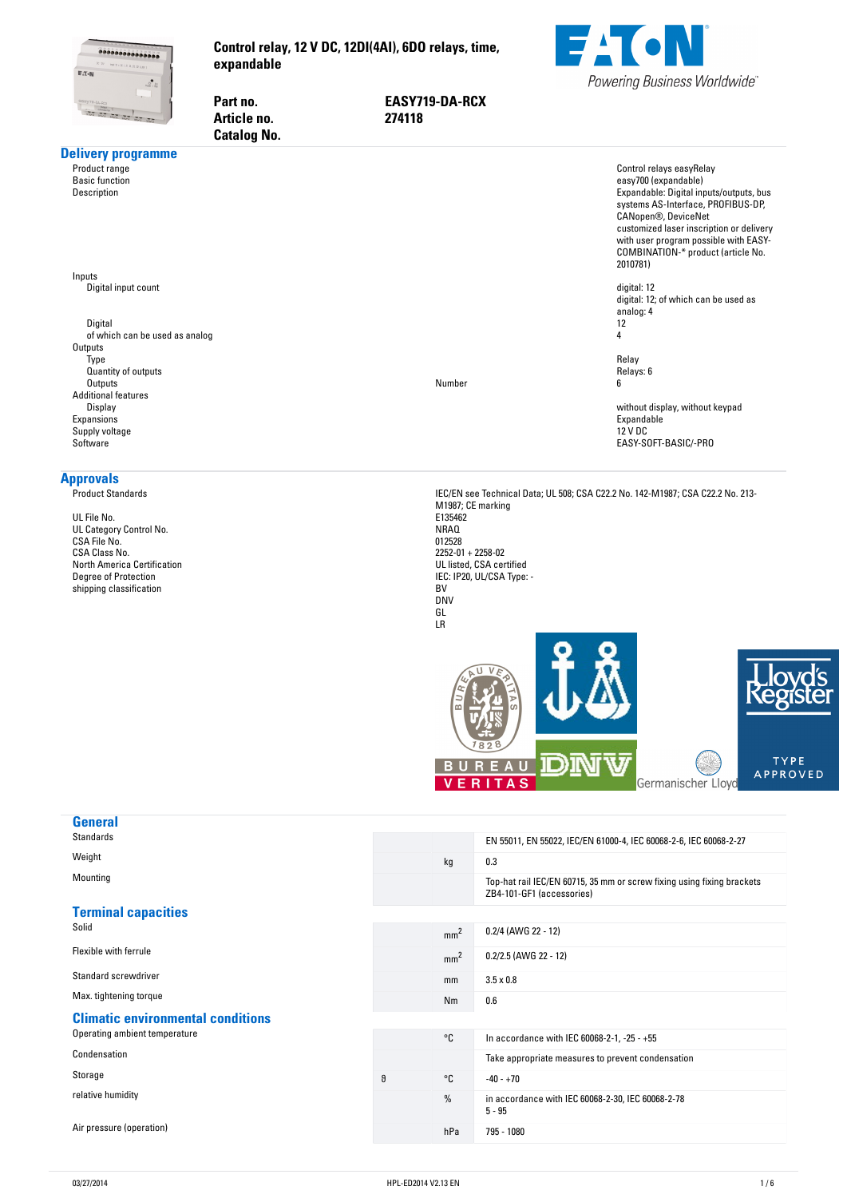**Control relay, 12 V DC, 12DI(4AI), 6DO relays, time, expandable**

| | |
|---|---|
| **Part no.** | **EASY719-DA-RCX** |
| **Article no.** | **274118** |
| **Catalog No.** | |

## Delivery programme

| | | |
|---|---|---|
| Product range | | Control relays easyRelay |
| Basic function | | easy700 (expandable) |
| Description | | Expandable: Digital inputs/outputs, bus systems AS-Interface, PROFIBUS-DP, CANopen®, DeviceNet<br>customized laser inscription or delivery with user program possible with EASY-COMBINATION-* product (article No. 2010781) |
| Inputs | | |
| Digital input count | | digital: 12<br>digital: 12; of which can be used as analog: 4 |
| Digital | | 12 |
| of which can be used as analog | | 4 |
| Outputs | | |
| Type | | Relay |
| Quantity of outputs | | Relays: 6 |
| Outputs | Number | 6 |
| Additional features | | |
| Display | | without display, without keypad |
| Expansions | | Expandable |
| Supply voltage | | 12 V DC |
| Software | | EASY-SOFT-BASIC/-PRO |

## Approvals

| | |
|---|---|
| Product Standards | IEC/EN see Technical Data; UL 508; CSA C22.2 No. 142-M1987; CSA C22.2 No. 213-M1987; CE marking |
| UL File No. | E135462 |
| UL Category Control No. | NRAQ |
| CSA File No. | 012528 |
| CSA Class No. | 2252-01 + 2258-02 |
| North America Certification | UL listed, CSA certified |
| Degree of Protection | IEC: IP20, UL/CSA Type: - |
| shipping classification | BV<br>DNV<br>GL<br>LR |

## General

| | | | |
|---|---|---|---|
| Standards | | | EN 55011, EN 55022, IEC/EN 61000-4, IEC 60068-2-6, IEC 60068-2-27 |
| Weight | | kg | 0.3 |
| Mounting | | | Top-hat rail IEC/EN 60715, 35 mm or screw fixing using fixing brackets ZB4-101-GF1 (accessories) |

## Terminal capacities

| | | | |
|---|---|---|---|
| Solid | | $mm^2$ | 0.2/4 (AWG 22 - 12) |
| Flexible with ferrule | | $mm^2$ | 0.2/2.5 (AWG 22 - 12) |
| Standard screwdriver | | mm | 3.5 x 0.8 |
| Max. tightening torque | | Nm | 0.6 |

## Climatic environmental conditions

| | | | |
|---|---|---|---|
| Operating ambient temperature | | °C | In accordance with IEC 60068-2-1, -25 - +55 |
| Condensation | | | Take appropriate measures to prevent condensation |
| Storage | ϑ | °C | -40 - +70 |
| relative humidity | | % | in accordance with IEC 60068-2-30, IEC 60068-2-78<br>5 - 95 |
| Air pressure (operation) | | hPa | 795 - 1080 |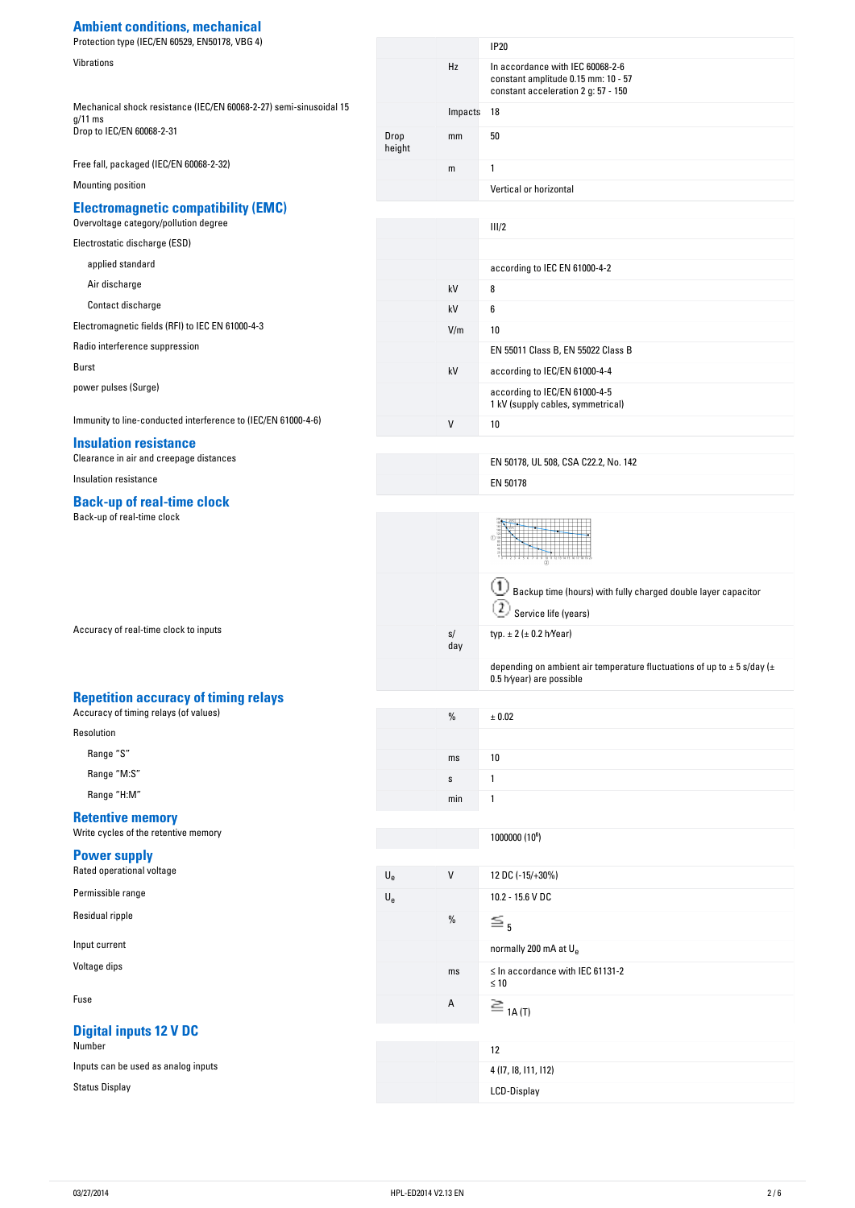## Ambient conditions, mechanical

| | | | |
|---|---|---|---|
| Protection type (IEC/EN 60529, EN50178, VBG 4) | | | IP20 |
| Vibrations | | Hz | In accordance with IEC 60068-2-6<br>constant amplitude 0.15 mm: 10 - 57<br>constant acceleration 2 g: 57 - 150 |
| Mechanical shock resistance (IEC/EN 60068-2-27) semi-sinusoidal 15 g/11 ms | | Impacts | 18 |
| Drop to IEC/EN 60068-2-31 | Drop height | mm | 50 |
| Free fall, packaged (IEC/EN 60068-2-32) | | m | 1 |
| Mounting position | | | Vertical or horizontal |

## Electromagnetic compatibility (EMC)

| | | | |
|---|---|---|---|
| Overvoltage category/pollution degree | | | III/2 |
| Electrostatic discharge (ESD) | | | |
| applied standard | | | according to IEC EN 61000-4-2 |
| Air discharge | | kV | 8 |
| Contact discharge | | kV | 6 |
| Electromagnetic fields (RFI) to IEC EN 61000-4-3 | | V/m | 10 |
| Radio interference suppression | | | EN 55011 Class B, EN 55022 Class B |
| Burst | | kV | according to IEC/EN 61000-4-4 |
| power pulses (Surge) | | | according to IEC/EN 61000-4-5<br>1 kV (supply cables, symmetrical) |
| Immunity to line-conducted interference to (IEC/EN 61000-4-6) | | V | 10 |

## Insulation resistance

| | | | |
|---|---|---|---|
| Clearance in air and creepage distances | | | EN 50178, UL 508, CSA C22.2, No. 142 |
| Insulation resistance | | | EN 50178 |

## Back-up of real-time clock

| | | | |
|---|---|---|---|
| Back-up of real-time clock | | | ① Backup time (hours) with fully charged double layer capacitor<br>② Service life (years) |
| Accuracy of real-time clock to inputs | | s/day | typ. ± 2 (± 0.2 h/Year)<br>depending on ambient air temperature fluctuations of up to ± 5 s/day (± 0.5 h/year) are possible |

## Repetition accuracy of timing relays

| | | | |
|---|---|---|---|
| Accuracy of timing relays (of values) | | % | ± 0.02 |
| Resolution | | | |
| Range "S" | | ms | 10 |
| Range "M:S" | | s | 1 |
| Range "H:M" | | min | 1 |

## Retentive memory

| | | | |
|---|---|---|---|
| Write cycles of the retentive memory | | | 1000000 ($10^6$) |

## Power supply

| | | | |
|---|---|---|---|
| Rated operational voltage | $U_e$ | V | 12 DC (-15/+30%) |
| Permissible range | $U_e$ | | 10.2 - 15.6 V DC |
| Residual ripple | | % | ≦ 5 |
| Input current | | | normally 200 mA at $U_e$ |
| Voltage dips | | ms | ≤ In accordance with IEC 61131-2<br>≤ 10 |
| Fuse | | A | ≧ 1A (T) |

## Digital inputs 12 V DC

| | | | |
|---|---|---|---|
| Number | | | 12 |
| Inputs can be used as analog inputs | | | 4 (I7, I8, I11, I12) |
| Status Display | | | LCD-Display |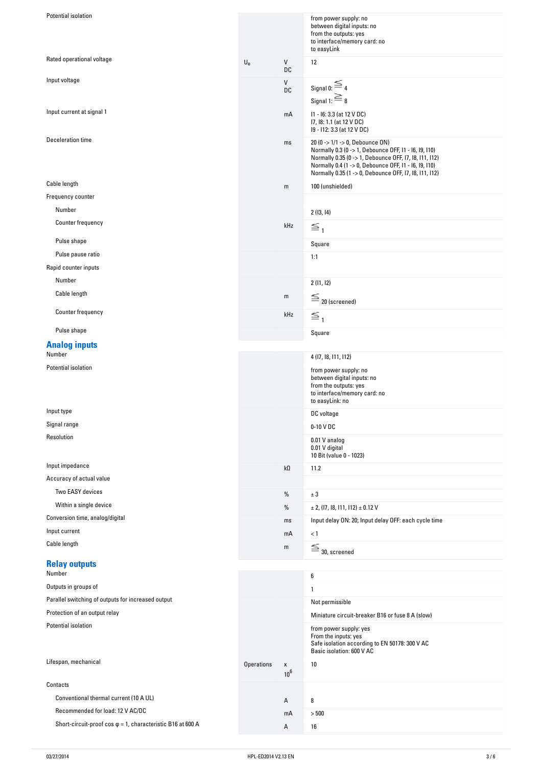| | | | |
|---|---|---|---|
| Potential isolation | | | from power supply: no<br>between digital inputs: no<br>from the outputs: yes<br>to interface/memory card: no<br>to easyLink |
| Rated operational voltage | $U_e$ | V DC | 12 |
| Input voltage | | V DC | Signal 0: ≦ 4<br>Signal 1: ≧ 8 |
| Input current at signal 1 | | mA | I1 - I6: 3.3 (at 12 V DC)<br>I7, I8: 1.1 (at 12 V DC)<br>I9 - I12: 3.3 (at 12 V DC) |
| Deceleration time | | ms | 20 (0 -> 1/1 -> 0, Debounce ON)<br>Normally 0.3 (0 -> 1, Debounce OFF, I1 - I6, I9, I10)<br>Normally 0.35 (0 -> 1, Debounce OFF, I7, I8, I11, I12)<br>Normally 0.4 (1 -> 0, Debounce OFF, I1 - I6, I9, I10)<br>Normally 0.35 (1 -> 0, Debounce OFF, I7, I8, I11, I12) |
| Cable length | | m | 100 (unshielded) |
| Frequency counter | | | |
| Number | | | 2 (I3, I4) |
| Counter frequency | | kHz | ≦ 1 |
| Pulse shape | | | Square |
| Pulse pause ratio | | | 1:1 |
| Rapid counter inputs | | | |
| Number | | | 2 (I1, I2) |
| Cable length | | m | ≦ 20 (screened) |
| Counter frequency | | kHz | ≦ 1 |
| Pulse shape | | | Square |

## Analog inputs

| | | | |
|---|---|---|---|
| Number | | | 4 (I7, I8, I11, I12) |
| Potential isolation | | | from power supply: no<br>between digital inputs: no<br>from the outputs: yes<br>to interface/memory card: no<br>to easyLink: no |
| Input type | | | DC voltage |
| Signal range | | | 0-10 V DC |
| Resolution | | | 0.01 V analog<br>0.01 V digital<br>10 Bit (value 0 - 1023) |
| Input impedance | | kΩ | 11.2 |
| Accuracy of actual value | | | |
| Two EASY devices | | % | ± 3 |
| Within a single device | | % | ± 2, (I7, I8, I11, I12) ± 0.12 V |
| Conversion time, analog/digital | | ms | Input delay ON: 20; Input delay OFF: each cycle time |
| Input current | | mA | < 1 |
| Cable length | | m | ≦ 30, screened |

## Relay outputs

| | | | |
|---|---|---|---|
| Number | | | 6 |
| Outputs in groups of | | | 1 |
| Parallel switching of outputs for increased output | | | Not permissible |
| Protection of an output relay | | | Miniature circuit-breaker B16 or fuse 8 A (slow) |
| Potential isolation | | | from power supply: yes<br>From the inputs: yes<br>Safe isolation according to EN 50178: 300 V AC<br>Basic isolation: 600 V AC |
| Lifespan, mechanical | Operations | x $10^6$ | 10 |
| Contacts | | | |
| Conventional thermal current (10 A UL) | | A | 8 |
| Recommended for load: 12 V AC/DC | | mA | > 500 |
| Short-circuit-proof cos φ = 1, characteristic B16 at 600 A | | A | 16 |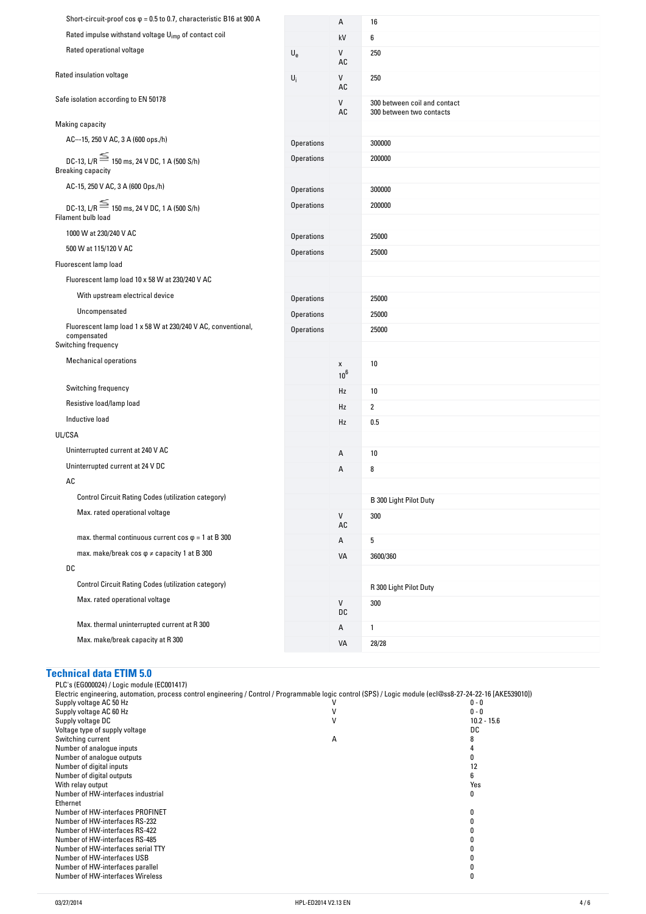| | | | |
|---|---|---|---|
| Short-circuit-proof cos φ = 0.5 to 0.7, characteristic B16 at 900 A | | A | 16 |
| Rated impulse withstand voltage $U_{imp}$ of contact coil | | kV | 6 |
| Rated operational voltage | $U_e$ | V AC | 250 |
| Rated insulation voltage | $U_i$ | V AC | 250 |
| Safe isolation according to EN 50178 | | V AC | 300 between coil and contact<br>300 between two contacts |
| Making capacity | | | |
| AC--15, 250 V AC, 3 A (600 ops./h) | Operations | | 300000 |
| DC-13, L/R ≦ 150 ms, 24 V DC, 1 A (500 S/h) | Operations | | 200000 |
| Breaking capacity | | | |
| AC-15, 250 V AC, 3 A (600 Ops./h) | Operations | | 300000 |
| DC-13, L/R ≦ 150 ms, 24 V DC, 1 A (500 S/h) | Operations | | 200000 |
| Filament bulb load | | | |
| 1000 W at 230/240 V AC | Operations | | 25000 |
| 500 W at 115/120 V AC | Operations | | 25000 |
| Fluorescent lamp load | | | |
| Fluorescent lamp load 10 x 58 W at 230/240 V AC | | | |
| With upstream electrical device | Operations | | 25000 |
| Uncompensated | Operations | | 25000 |
| Fluorescent lamp load 1 x 58 W at 230/240 V AC, conventional, compensated | Operations | | 25000 |
| Switching frequency | | | |
| Mechanical operations | | x $10^6$ | 10 |
| Switching frequency | | Hz | 10 |
| Resistive load/lamp load | | Hz | 2 |
| Inductive load | | Hz | 0.5 |
| UL/CSA | | | |
| Uninterrupted current at 240 V AC | | A | 10 |
| Uninterrupted current at 24 V DC | | A | 8 |
| AC | | | |
| Control Circuit Rating Codes (utilization category) | | | B 300 Light Pilot Duty |
| Max. rated operational voltage | | V AC | 300 |
| max. thermal continuous current cos φ = 1 at B 300 | | A | 5 |
| max. make/break cos φ ≠ capacity 1 at B 300 | | VA | 3600/360 |
| DC | | | |
| Control Circuit Rating Codes (utilization category) | | | R 300 Light Pilot Duty |
| Max. rated operational voltage | | V DC | 300 |
| Max. thermal uninterrupted current at R 300 | | A | 1 |
| Max. make/break capacity at R 300 | | VA | 28/28 |

## Technical data ETIM 5.0

PLC's (EG000024) / Logic module (EC001417)

Electric engineering, automation, process control engineering / Control / Programmable logic control (SPS) / Logic module (ecl@ss8-27-24-22-16 [AKE539010])

| | | |
|---|---|---|
| Supply voltage AC 50 Hz | V | 0 - 0 |
| Supply voltage AC 60 Hz | V | 0 - 0 |
| Supply voltage DC | V | 10.2 - 15.6 |
| Voltage type of supply voltage | | DC |
| Switching current | A | 8 |
| Number of analogue inputs | | 4 |
| Number of analogue outputs | | 0 |
| Number of digital inputs | | 12 |
| Number of digital outputs | | 6 |
| With relay output | | Yes |
| Number of HW-interfaces industrial Ethernet | | 0 |
| Number of HW-interfaces PROFINET | | 0 |
| Number of HW-interfaces RS-232 | | 0 |
| Number of HW-interfaces RS-422 | | 0 |
| Number of HW-interfaces RS-485 | | 0 |
| Number of HW-interfaces serial TTY | | 0 |
| Number of HW-interfaces USB | | 0 |
| Number of HW-interfaces parallel | | 0 |
| Number of HW-interfaces Wireless | | 0 |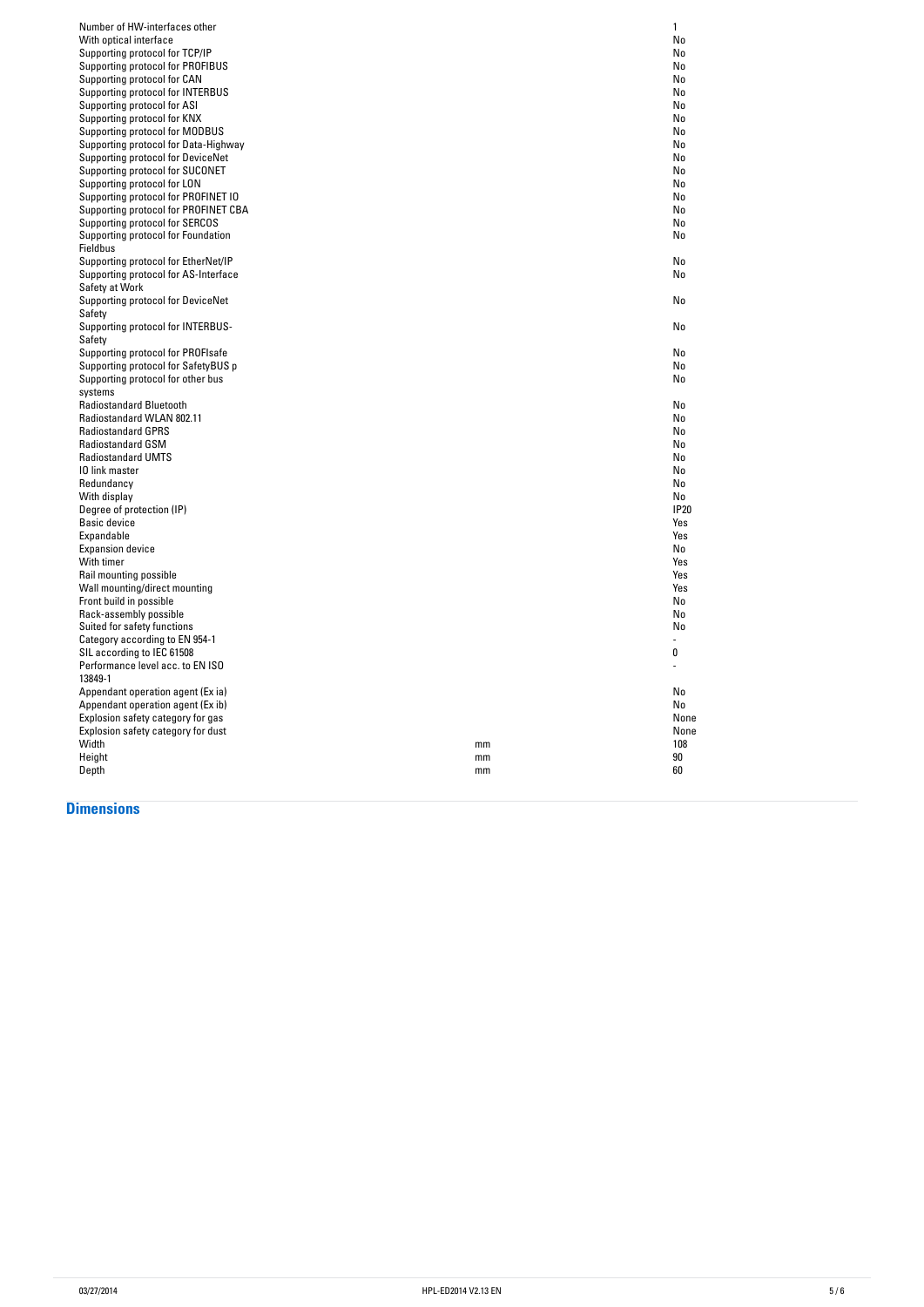| | | |
|---|---|---|
| Number of HW-interfaces other | | 1 |
| With optical interface | | No |
| Supporting protocol for TCP/IP | | No |
| Supporting protocol for PROFIBUS | | No |
| Supporting protocol for CAN | | No |
| Supporting protocol for INTERBUS | | No |
| Supporting protocol for ASI | | No |
| Supporting protocol for KNX | | No |
| Supporting protocol for MODBUS | | No |
| Supporting protocol for Data-Highway | | No |
| Supporting protocol for DeviceNet | | No |
| Supporting protocol for SUCONET | | No |
| Supporting protocol for LON | | No |
| Supporting protocol for PROFINET IO | | No |
| Supporting protocol for PROFINET CBA | | No |
| Supporting protocol for SERCOS | | No |
| Supporting protocol for Foundation Fieldbus | | No |
| Supporting protocol for EtherNet/IP | | No |
| Supporting protocol for AS-Interface Safety at Work | | No |
| Supporting protocol for DeviceNet Safety | | No |
| Supporting protocol for INTERBUS-Safety | | No |
| Supporting protocol for PROFIsafe | | No |
| Supporting protocol for SafetyBUS p | | No |
| Supporting protocol for other bus systems | | No |
| Radiostandard Bluetooth | | No |
| Radiostandard WLAN 802.11 | | No |
| Radiostandard GPRS | | No |
| Radiostandard GSM | | No |
| Radiostandard UMTS | | No |
| IO link master | | No |
| Redundancy | | No |
| With display | | No |
| Degree of protection (IP) | | IP20 |
| Basic device | | Yes |
| Expandable | | Yes |
| Expansion device | | No |
| With timer | | Yes |
| Rail mounting possible | | Yes |
| Wall mounting/direct mounting | | Yes |
| Front build in possible | | No |
| Rack-assembly possible | | No |
| Suited for safety functions | | No |
| Category according to EN 954-1 | | - |
| SIL according to IEC 61508 | | 0 |
| Performance level acc. to EN ISO 13849-1 | | - |
| Appendant operation agent (Ex ia) | | No |
| Appendant operation agent (Ex ib) | | No |
| Explosion safety category for gas | | None |
| Explosion safety category for dust | | None |
| Width | mm | 108 |
| Height | mm | 90 |
| Depth | mm | 60 |

## Dimensions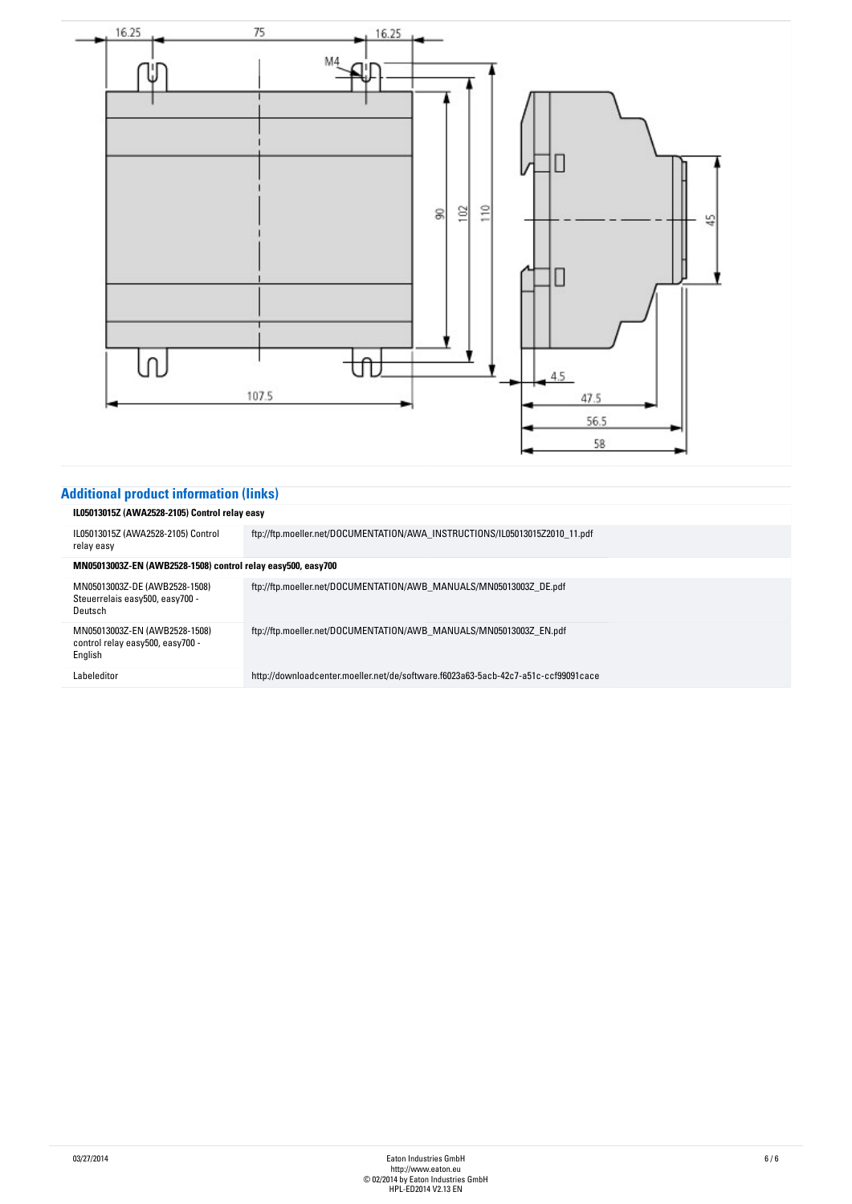16.25
75
16.25
M4
90
102
110
45
4.5
47.5
56.5
58
107.5

## Additional product information (links)

| | |
|---|---|
| **IL05013015Z (AWA2528-2105) Control relay easy** | |
| IL05013015Z (AWA2528-2105) Control relay easy | ftp://ftp.moeller.net/DOCUMENTATION/AWA_INSTRUCTIONS/IL05013015Z2010_11.pdf |
| **MN05013003Z-EN (AWB2528-1508) control relay easy500, easy700** | |
| MN05013003Z-DE (AWB2528-1508) Steuerrelais easy500, easy700 - Deutsch | ftp://ftp.moeller.net/DOCUMENTATION/AWB_MANUALS/MN05013003Z_DE.pdf |
| MN05013003Z-EN (AWB2528-1508) control relay easy500, easy700 - English | ftp://ftp.moeller.net/DOCUMENTATION/AWB_MANUALS/MN05013003Z_EN.pdf |
| Labeleditor | http://downloadcenter.moeller.net/de/software.f6023a63-5acb-42c7-a51c-ccf99091cace |